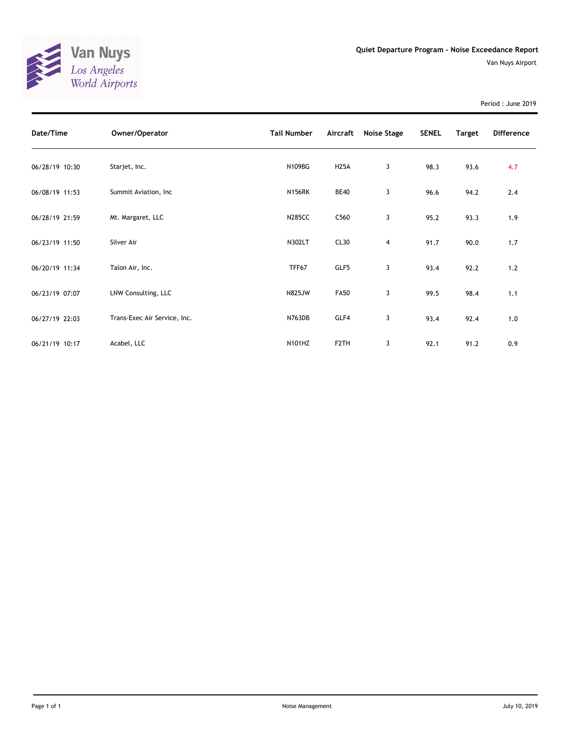Van Nuys
*Los Angeles World Airports*

# Quiet Departure Program - Noise Exceedance Report

Van Nuys Airport

Period : June 2019

| Date/Time | Owner/Operator | Tail Number | Aircraft | Noise Stage | SENEL | Target | Difference |
|---|---|---|---|---|---|---|---|
| 06/28/19 10:30 | Starjet, Inc. | N109BG | H25A | 3 | 98.3 | 93.6 | 4.7 |
| 06/08/19 11:53 | Summit Aviation, Inc | N156RK | BE40 | 3 | 96.6 | 94.2 | 2.4 |
| 06/28/19 21:59 | Mt. Margaret, LLC | N285CC | C560 | 3 | 95.2 | 93.3 | 1.9 |
| 06/23/19 11:50 | Silver Air | N302LT | CL30 | 4 | 91.7 | 90.0 | 1.7 |
| 06/20/19 11:34 | Talon Air, Inc. | TFF67 | GLF5 | 3 | 93.4 | 92.2 | 1.2 |
| 06/23/19 07:07 | LNW Consulting, LLC | N825JW | FA50 | 3 | 99.5 | 98.4 | 1.1 |
| 06/27/19 22:03 | Trans-Exec Air Service, Inc. | N763DB | GLF4 | 3 | 93.4 | 92.4 | 1.0 |
| 06/21/19 10:17 | Acabel, LLC | N101HZ | F2TH | 3 | 92.1 | 91.2 | 0.9 |

Noise Management

July 10, 2019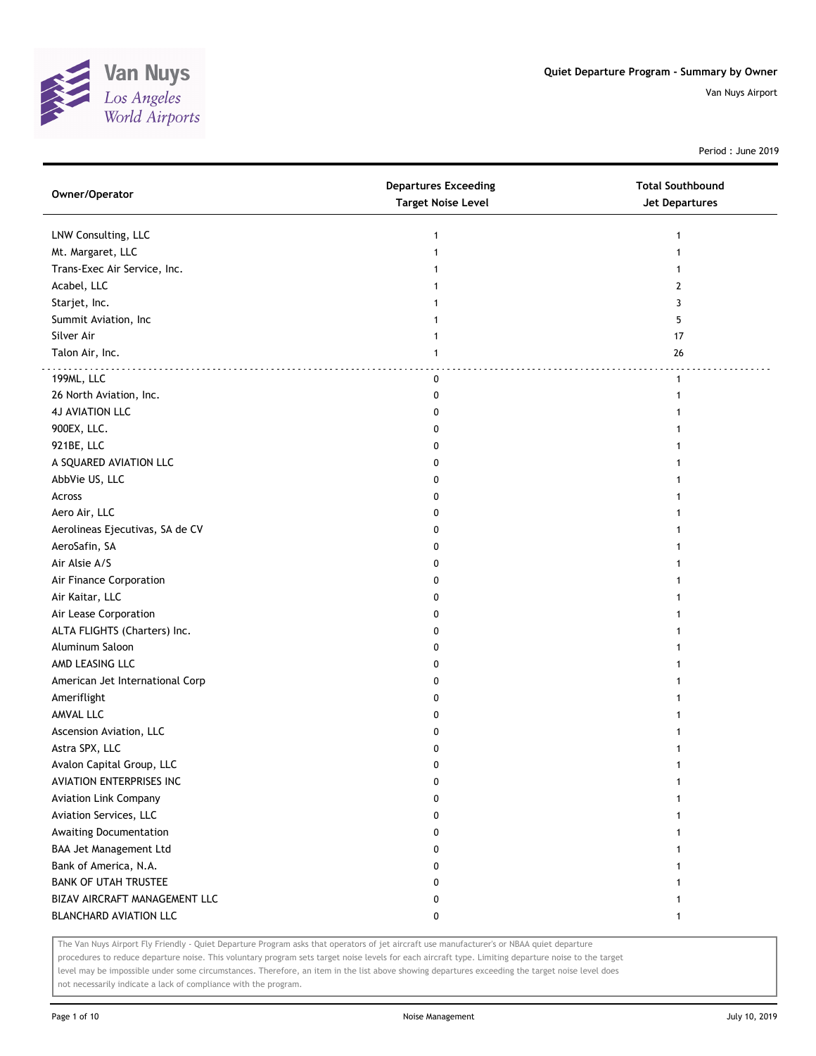Van Nuys
Los Angeles
World Airports

**Quiet Departure Program - Summary by Owner**

Van Nuys Airport

Period : June 2019

| Owner/Operator | Departures Exceeding Target Noise Level | Total Southbound Jet Departures |
|---|---|---|
| LNW Consulting, LLC | 1 | 1 |
| Mt. Margaret, LLC | 1 | 1 |
| Trans-Exec Air Service, Inc. | 1 | 1 |
| Acabel, LLC | 1 | 2 |
| Starjet, Inc. | 1 | 3 |
| Summit Aviation, Inc | 1 | 5 |
| Silver Air | 1 | 17 |
| Talon Air, Inc. | 1 | 26 |
| 199ML, LLC | 0 | 1 |
| 26 North Aviation, Inc. | 0 | 1 |
| 4J AVIATION LLC | 0 | 1 |
| 900EX, LLC. | 0 | 1 |
| 921BE, LLC | 0 | 1 |
| A SQUARED AVIATION LLC | 0 | 1 |
| AbbVie US, LLC | 0 | 1 |
| Across | 0 | 1 |
| Aero Air, LLC | 0 | 1 |
| Aerolineas Ejecutivas, SA de CV | 0 | 1 |
| AeroSafin, SA | 0 | 1 |
| Air Alsie A/S | 0 | 1 |
| Air Finance Corporation | 0 | 1 |
| Air Kaitar, LLC | 0 | 1 |
| Air Lease Corporation | 0 | 1 |
| ALTA FLIGHTS (Charters) Inc. | 0 | 1 |
| Aluminum Saloon | 0 | 1 |
| AMD LEASING LLC | 0 | 1 |
| American Jet International Corp | 0 | 1 |
| Ameriflight | 0 | 1 |
| AMVAL LLC | 0 | 1 |
| Ascension Aviation, LLC | 0 | 1 |
| Astra SPX, LLC | 0 | 1 |
| Avalon Capital Group, LLC | 0 | 1 |
| AVIATION ENTERPRISES INC | 0 | 1 |
| Aviation Link Company | 0 | 1 |
| Aviation Services, LLC | 0 | 1 |
| Awaiting Documentation | 0 | 1 |
| BAA Jet Management Ltd | 0 | 1 |
| Bank of America, N.A. | 0 | 1 |
| BANK OF UTAH TRUSTEE | 0 | 1 |
| BIZAV AIRCRAFT MANAGEMENT LLC | 0 | 1 |
| BLANCHARD AVIATION LLC | 0 | 1 |

The Van Nuys Airport Fly Friendly - Quiet Departure Program asks that operators of jet aircraft use manufacturer's or NBAA quiet departure procedures to reduce departure noise. This voluntary program sets target noise levels for each aircraft type. Limiting departure noise to the target level may be impossible under some circumstances. Therefore, an item in the list above showing departures exceeding the target noise level does not necessarily indicate a lack of compliance with the program.

Noise Management

July 10, 2019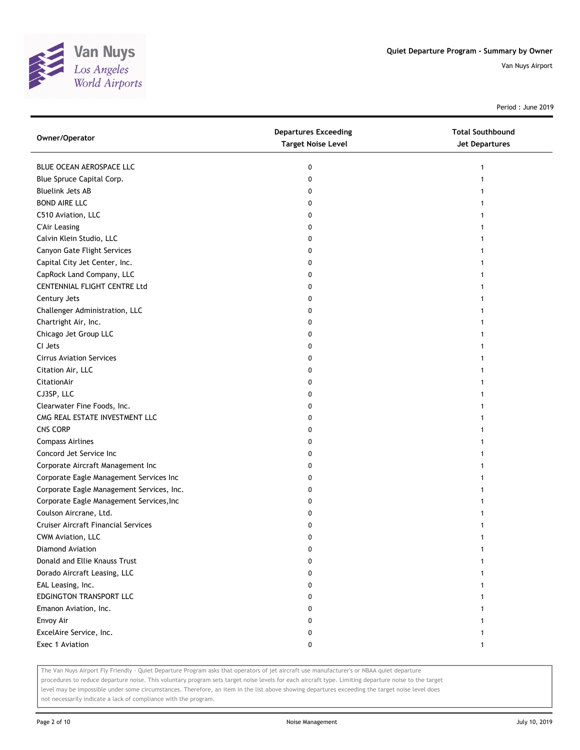Quiet Departure Program - Summary by Owner

Van Nuys Airport

Period : June 2019

| Owner/Operator | Departures Exceeding Target Noise Level | Total Southbound Jet Departures |
|---|---|---|
| BLUE OCEAN AEROSPACE LLC | 0 | 1 |
| Blue Spruce Capital Corp. | 0 | 1 |
| Bluelink Jets AB | 0 | 1 |
| BOND AIRE LLC | 0 | 1 |
| C510 Aviation, LLC | 0 | 1 |
| C'Air Leasing | 0 | 1 |
| Calvin Klein Studio, LLC | 0 | 1 |
| Canyon Gate Flight Services | 0 | 1 |
| Capital City Jet Center, Inc. | 0 | 1 |
| CapRock Land Company, LLC | 0 | 1 |
| CENTENNIAL FLIGHT CENTRE Ltd | 0 | 1 |
| Century Jets | 0 | 1 |
| Challenger Administration, LLC | 0 | 1 |
| Chartright Air, Inc. | 0 | 1 |
| Chicago Jet Group LLC | 0 | 1 |
| CI Jets | 0 | 1 |
| Cirrus Aviation Services | 0 | 1 |
| Citation Air, LLC | 0 | 1 |
| CitationAir | 0 | 1 |
| CJ3SP, LLC | 0 | 1 |
| Clearwater Fine Foods, Inc. | 0 | 1 |
| CMG REAL ESTATE INVESTMENT LLC | 0 | 1 |
| CNS CORP | 0 | 1 |
| Compass Airlines | 0 | 1 |
| Concord Jet Service Inc | 0 | 1 |
| Corporate Aircraft Management Inc | 0 | 1 |
| Corporate Eagle Management Services Inc | 0 | 1 |
| Corporate Eagle Management Services, Inc. | 0 | 1 |
| Corporate Eagle Management Services,Inc | 0 | 1 |
| Coulson Aircrane, Ltd. | 0 | 1 |
| Cruiser Aircraft Financial Services | 0 | 1 |
| CWM Aviation, LLC | 0 | 1 |
| Diamond Aviation | 0 | 1 |
| Donald and Ellie Knauss Trust | 0 | 1 |
| Dorado Aircraft Leasing, LLC | 0 | 1 |
| EAL Leasing, Inc. | 0 | 1 |
| EDGINGTON TRANSPORT LLC | 0 | 1 |
| Emanon Aviation, Inc. | 0 | 1 |
| Envoy Air | 0 | 1 |
| ExcelAire Service, Inc. | 0 | 1 |
| Exec 1 Aviation | 0 | 1 |

The Van Nuys Airport Fly Friendly - Quiet Departure Program asks that operators of jet aircraft use manufacturer's or NBAA quiet departure procedures to reduce departure noise. This voluntary program sets target noise levels for each aircraft type. Limiting departure noise to the target level may be impossible under some circumstances. Therefore, an item in the list above showing departures exceeding the target noise level does not necessarily indicate a lack of compliance with the program.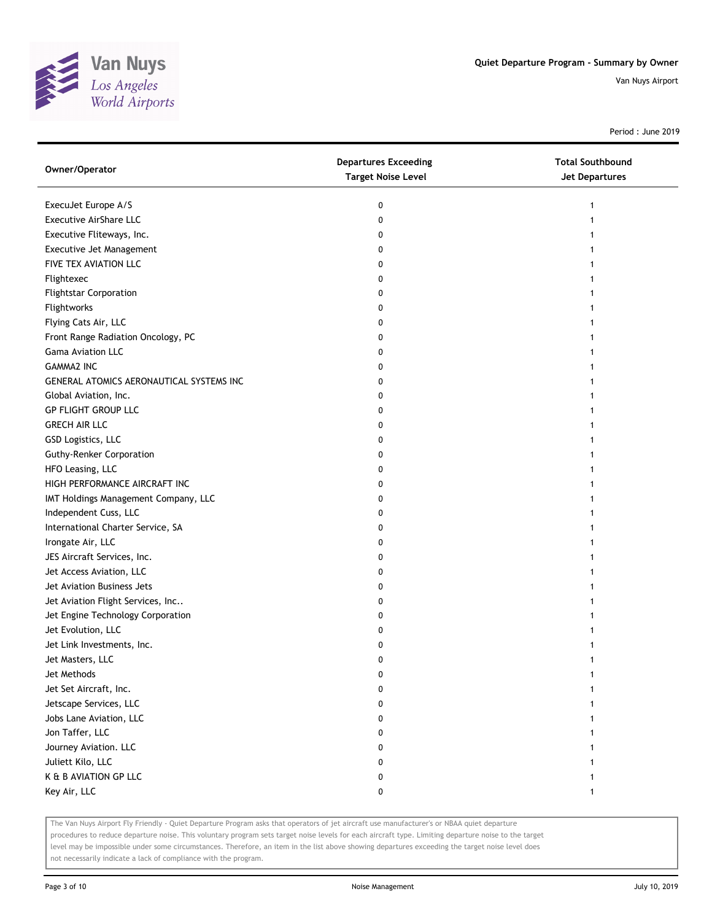# Quiet Departure Program - Summary by Owner

Van Nuys Airport

Period : June 2019

| Owner/Operator | Departures Exceeding Target Noise Level | Total Southbound Jet Departures |
|---|---|---|
| ExecuJet Europe A/S | 0 | 1 |
| Executive AirShare LLC | 0 | 1 |
| Executive Fliteways, Inc. | 0 | 1 |
| Executive Jet Management | 0 | 1 |
| FIVE TEX AVIATION LLC | 0 | 1 |
| Flightexec | 0 | 1 |
| Flightstar Corporation | 0 | 1 |
| Flightworks | 0 | 1 |
| Flying Cats Air, LLC | 0 | 1 |
| Front Range Radiation Oncology, PC | 0 | 1 |
| Gama Aviation LLC | 0 | 1 |
| GAMMA2 INC | 0 | 1 |
| GENERAL ATOMICS AERONAUTICAL SYSTEMS INC | 0 | 1 |
| Global Aviation, Inc. | 0 | 1 |
| GP FLIGHT GROUP LLC | 0 | 1 |
| GRECH AIR LLC | 0 | 1 |
| GSD Logistics, LLC | 0 | 1 |
| Guthy-Renker Corporation | 0 | 1 |
| HFO Leasing, LLC | 0 | 1 |
| HIGH PERFORMANCE AIRCRAFT INC | 0 | 1 |
| IMT Holdings Management Company, LLC | 0 | 1 |
| Independent Cuss, LLC | 0 | 1 |
| International Charter Service, SA | 0 | 1 |
| Irongate Air, LLC | 0 | 1 |
| JES Aircraft Services, Inc. | 0 | 1 |
| Jet Access Aviation, LLC | 0 | 1 |
| Jet Aviation Business Jets | 0 | 1 |
| Jet Aviation Flight Services, Inc.. | 0 | 1 |
| Jet Engine Technology Corporation | 0 | 1 |
| Jet Evolution, LLC | 0 | 1 |
| Jet Link Investments, Inc. | 0 | 1 |
| Jet Masters, LLC | 0 | 1 |
| Jet Methods | 0 | 1 |
| Jet Set Aircraft, Inc. | 0 | 1 |
| Jetscape Services, LLC | 0 | 1 |
| Jobs Lane Aviation, LLC | 0 | 1 |
| Jon Taffer, LLC | 0 | 1 |
| Journey Aviation. LLC | 0 | 1 |
| Juliett Kilo, LLC | 0 | 1 |
| K & B AVIATION GP LLC | 0 | 1 |
| Key Air, LLC | 0 | 1 |

The Van Nuys Airport Fly Friendly - Quiet Departure Program asks that operators of jet aircraft use manufacturer's or NBAA quiet departure procedures to reduce departure noise. This voluntary program sets target noise levels for each aircraft type. Limiting departure noise to the target level may be impossible under some circumstances. Therefore, an item in the list above showing departures exceeding the target noise level does not necessarily indicate a lack of compliance with the program.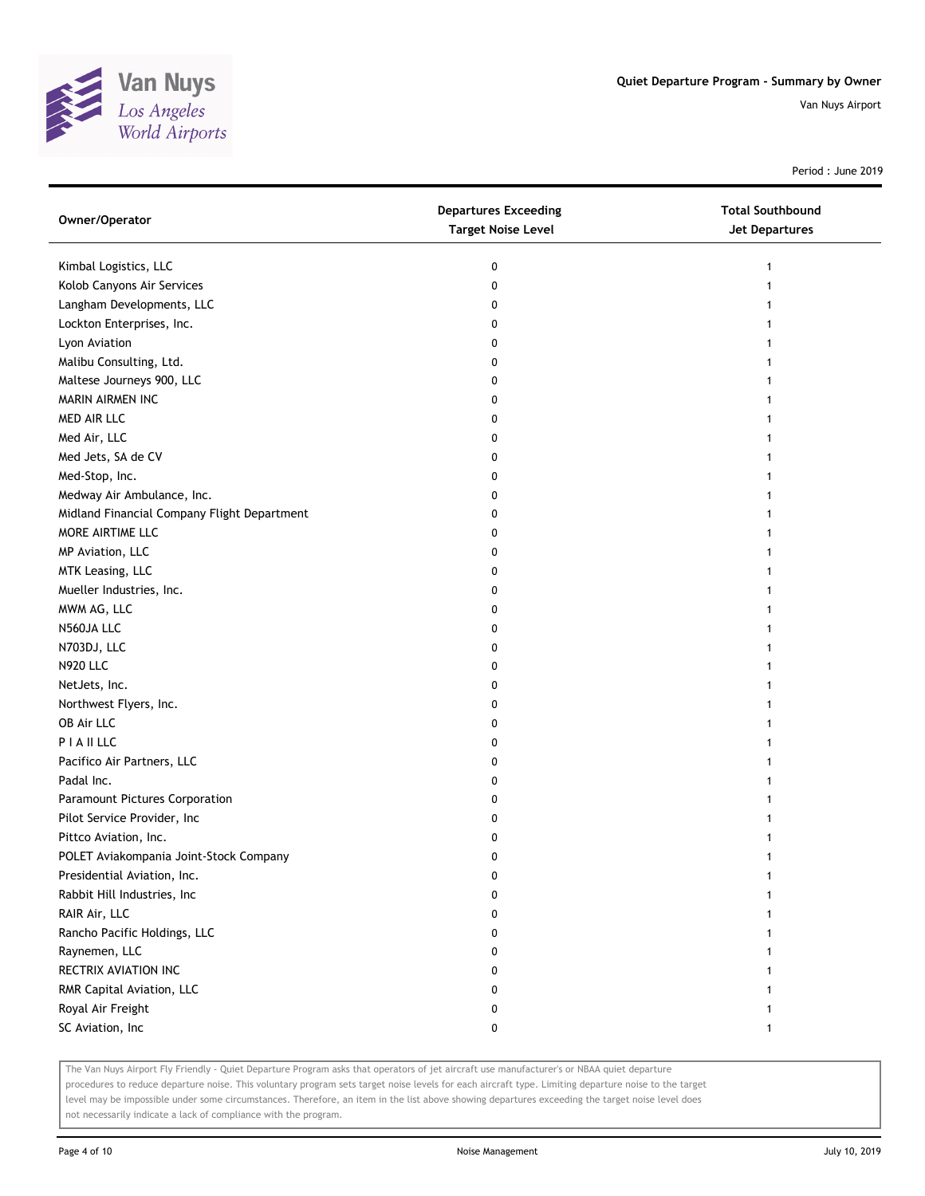# Quiet Departure Program - Summary by Owner

Van Nuys Airport

Period : June 2019

| Owner/Operator | Departures Exceeding Target Noise Level | Total Southbound Jet Departures |
|---|---|---|
| Kimbal Logistics, LLC | 0 | 1 |
| Kolob Canyons Air Services | 0 | 1 |
| Langham Developments, LLC | 0 | 1 |
| Lockton Enterprises, Inc. | 0 | 1 |
| Lyon Aviation | 0 | 1 |
| Malibu Consulting, Ltd. | 0 | 1 |
| Maltese Journeys 900, LLC | 0 | 1 |
| MARIN AIRMEN INC | 0 | 1 |
| MED AIR LLC | 0 | 1 |
| Med Air, LLC | 0 | 1 |
| Med Jets, SA de CV | 0 | 1 |
| Med-Stop, Inc. | 0 | 1 |
| Medway Air Ambulance, Inc. | 0 | 1 |
| Midland Financial Company Flight Department | 0 | 1 |
| MORE AIRTIME LLC | 0 | 1 |
| MP Aviation, LLC | 0 | 1 |
| MTK Leasing, LLC | 0 | 1 |
| Mueller Industries, Inc. | 0 | 1 |
| MWM AG, LLC | 0 | 1 |
| N560JA LLC | 0 | 1 |
| N703DJ, LLC | 0 | 1 |
| N920 LLC | 0 | 1 |
| NetJets, Inc. | 0 | 1 |
| Northwest Flyers, Inc. | 0 | 1 |
| OB Air LLC | 0 | 1 |
| P I A II LLC | 0 | 1 |
| Pacifico Air Partners, LLC | 0 | 1 |
| Padal Inc. | 0 | 1 |
| Paramount Pictures Corporation | 0 | 1 |
| Pilot Service Provider, Inc | 0 | 1 |
| Pittco Aviation, Inc. | 0 | 1 |
| POLET Aviakompania Joint-Stock Company | 0 | 1 |
| Presidential Aviation, Inc. | 0 | 1 |
| Rabbit Hill Industries, Inc | 0 | 1 |
| RAIR Air, LLC | 0 | 1 |
| Rancho Pacific Holdings, LLC | 0 | 1 |
| Raynemen, LLC | 0 | 1 |
| RECTRIX AVIATION INC | 0 | 1 |
| RMR Capital Aviation, LLC | 0 | 1 |
| Royal Air Freight | 0 | 1 |
| SC Aviation, Inc | 0 | 1 |

The Van Nuys Airport Fly Friendly - Quiet Departure Program asks that operators of jet aircraft use manufacturer's or NBAA quiet departure procedures to reduce departure noise. This voluntary program sets target noise levels for each aircraft type. Limiting departure noise to the target level may be impossible under some circumstances. Therefore, an item in the list above showing departures exceeding the target noise level does not necessarily indicate a lack of compliance with the program.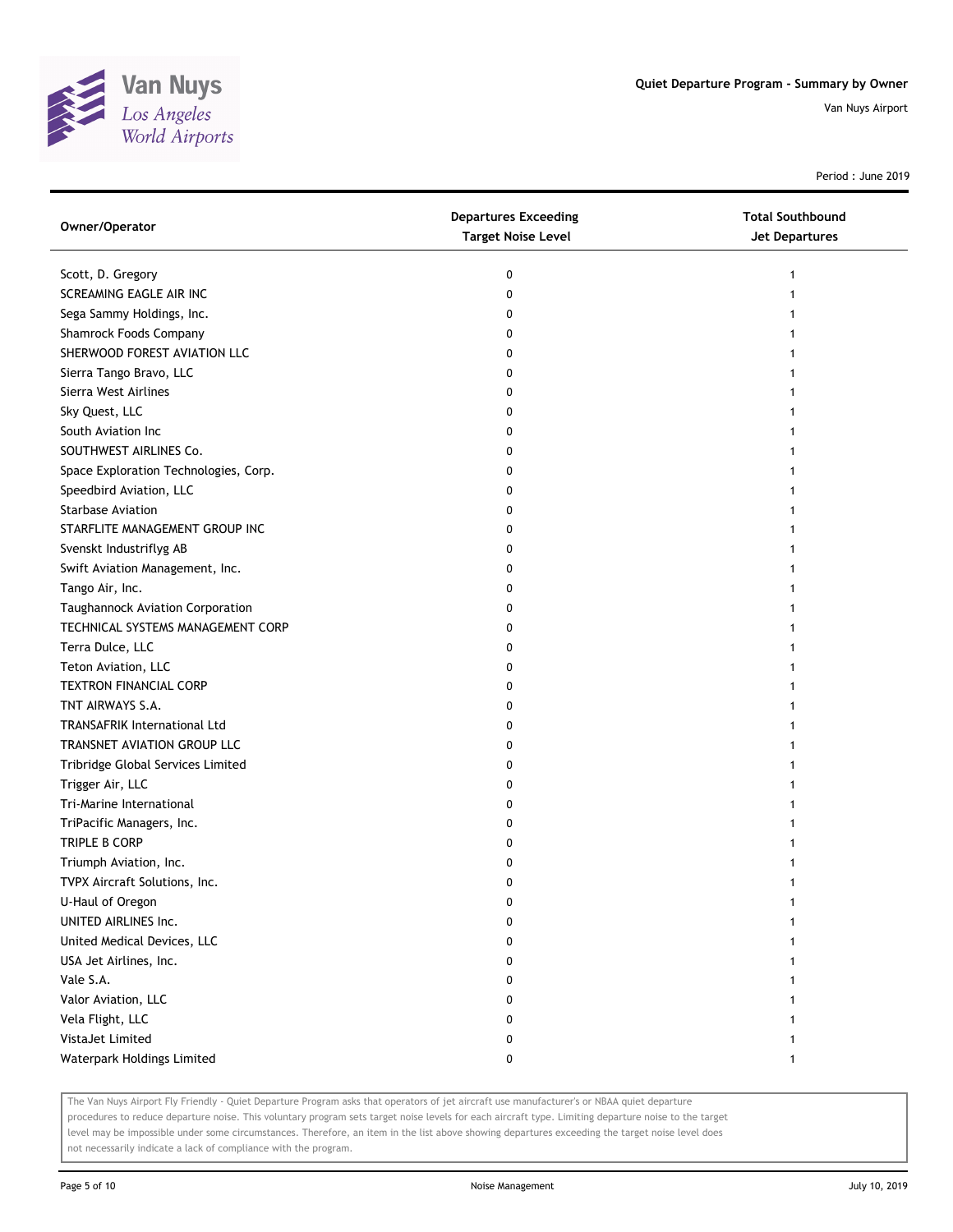## Quiet Departure Program - Summary by Owner

Van Nuys Airport

Period : June 2019

| Owner/Operator | Departures Exceeding Target Noise Level | Total Southbound Jet Departures |
| --- | --- | --- |
| Scott, D. Gregory | 0 | 1 |
| SCREAMING EAGLE AIR INC | 0 | 1 |
| Sega Sammy Holdings, Inc. | 0 | 1 |
| Shamrock Foods Company | 0 | 1 |
| SHERWOOD FOREST AVIATION LLC | 0 | 1 |
| Sierra Tango Bravo, LLC | 0 | 1 |
| Sierra West Airlines | 0 | 1 |
| Sky Quest, LLC | 0 | 1 |
| South Aviation Inc | 0 | 1 |
| SOUTHWEST AIRLINES Co. | 0 | 1 |
| Space Exploration Technologies, Corp. | 0 | 1 |
| Speedbird Aviation, LLC | 0 | 1 |
| Starbase Aviation | 0 | 1 |
| STARFLITE MANAGEMENT GROUP INC | 0 | 1 |
| Svenskt Industriflyg AB | 0 | 1 |
| Swift Aviation Management, Inc. | 0 | 1 |
| Tango Air, Inc. | 0 | 1 |
| Taughannock Aviation Corporation | 0 | 1 |
| TECHNICAL SYSTEMS MANAGEMENT CORP | 0 | 1 |
| Terra Dulce, LLC | 0 | 1 |
| Teton Aviation, LLC | 0 | 1 |
| TEXTRON FINANCIAL CORP | 0 | 1 |
| TNT AIRWAYS S.A. | 0 | 1 |
| TRANSAFRIK International Ltd | 0 | 1 |
| TRANSNET AVIATION GROUP LLC | 0 | 1 |
| Tribridge Global Services Limited | 0 | 1 |
| Trigger Air, LLC | 0 | 1 |
| Tri-Marine International | 0 | 1 |
| TriPacific Managers, Inc. | 0 | 1 |
| TRIPLE B CORP | 0 | 1 |
| Triumph Aviation, Inc. | 0 | 1 |
| TVPX Aircraft Solutions, Inc. | 0 | 1 |
| U-Haul of Oregon | 0 | 1 |
| UNITED AIRLINES Inc. | 0 | 1 |
| United Medical Devices, LLC | 0 | 1 |
| USA Jet Airlines, Inc. | 0 | 1 |
| Vale S.A. | 0 | 1 |
| Valor Aviation, LLC | 0 | 1 |
| Vela Flight, LLC | 0 | 1 |
| VistaJet Limited | 0 | 1 |
| Waterpark Holdings Limited | 0 | 1 |

The Van Nuys Airport Fly Friendly - Quiet Departure Program asks that operators of jet aircraft use manufacturer's or NBAA quiet departure procedures to reduce departure noise. This voluntary program sets target noise levels for each aircraft type. Limiting departure noise to the target level may be impossible under some circumstances. Therefore, an item in the list above showing departures exceeding the target noise level does not necessarily indicate a lack of compliance with the program.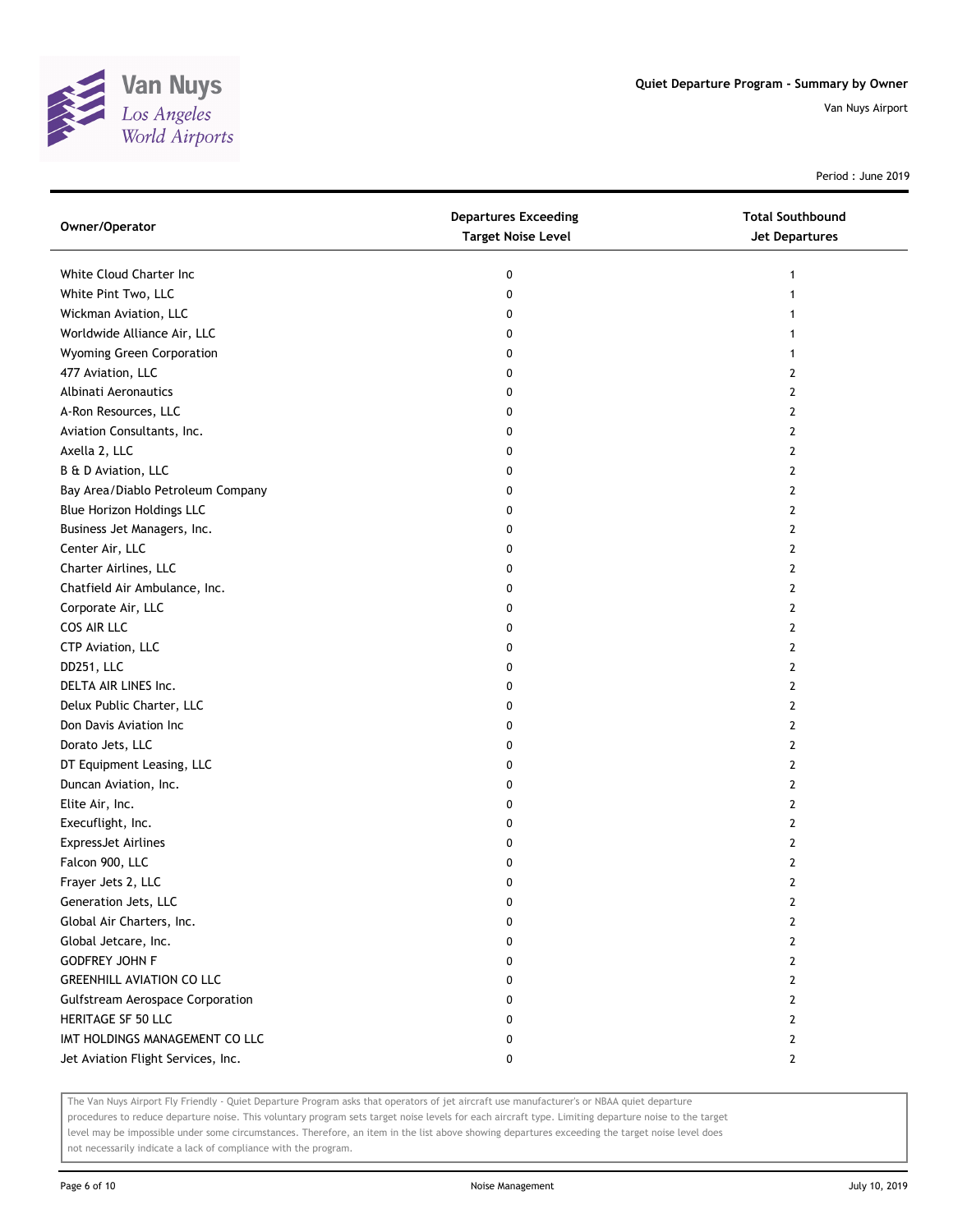Quiet Departure Program - Summary by Owner

Van Nuys Airport

Period : June 2019

| Owner/Operator | Departures Exceeding Target Noise Level | Total Southbound Jet Departures |
|---|---|---|
| White Cloud Charter Inc | 0 | 1 |
| White Pint Two, LLC | 0 | 1 |
| Wickman Aviation, LLC | 0 | 1 |
| Worldwide Alliance Air, LLC | 0 | 1 |
| Wyoming Green Corporation | 0 | 1 |
| 477 Aviation, LLC | 0 | 2 |
| Albinati Aeronautics | 0 | 2 |
| A-Ron Resources, LLC | 0 | 2 |
| Aviation Consultants, Inc. | 0 | 2 |
| Axella 2, LLC | 0 | 2 |
| B & D Aviation, LLC | 0 | 2 |
| Bay Area/Diablo Petroleum Company | 0 | 2 |
| Blue Horizon Holdings LLC | 0 | 2 |
| Business Jet Managers, Inc. | 0 | 2 |
| Center Air, LLC | 0 | 2 |
| Charter Airlines, LLC | 0 | 2 |
| Chatfield Air Ambulance, Inc. | 0 | 2 |
| Corporate Air, LLC | 0 | 2 |
| COS AIR LLC | 0 | 2 |
| CTP Aviation, LLC | 0 | 2 |
| DD251, LLC | 0 | 2 |
| DELTA AIR LINES Inc. | 0 | 2 |
| Delux Public Charter, LLC | 0 | 2 |
| Don Davis Aviation Inc | 0 | 2 |
| Dorato Jets, LLC | 0 | 2 |
| DT Equipment Leasing, LLC | 0 | 2 |
| Duncan Aviation, Inc. | 0 | 2 |
| Elite Air, Inc. | 0 | 2 |
| Execuflight, Inc. | 0 | 2 |
| ExpressJet Airlines | 0 | 2 |
| Falcon 900, LLC | 0 | 2 |
| Frayer Jets 2, LLC | 0 | 2 |
| Generation Jets, LLC | 0 | 2 |
| Global Air Charters, Inc. | 0 | 2 |
| Global Jetcare, Inc. | 0 | 2 |
| GODFREY JOHN F | 0 | 2 |
| GREENHILL AVIATION CO LLC | 0 | 2 |
| Gulfstream Aerospace Corporation | 0 | 2 |
| HERITAGE SF 50 LLC | 0 | 2 |
| IMT HOLDINGS MANAGEMENT CO LLC | 0 | 2 |
| Jet Aviation Flight Services, Inc. | 0 | 2 |

The Van Nuys Airport Fly Friendly - Quiet Departure Program asks that operators of jet aircraft use manufacturer's or NBAA quiet departure procedures to reduce departure noise. This voluntary program sets target noise levels for each aircraft type. Limiting departure noise to the target level may be impossible under some circumstances. Therefore, an item in the list above showing departures exceeding the target noise level does not necessarily indicate a lack of compliance with the program.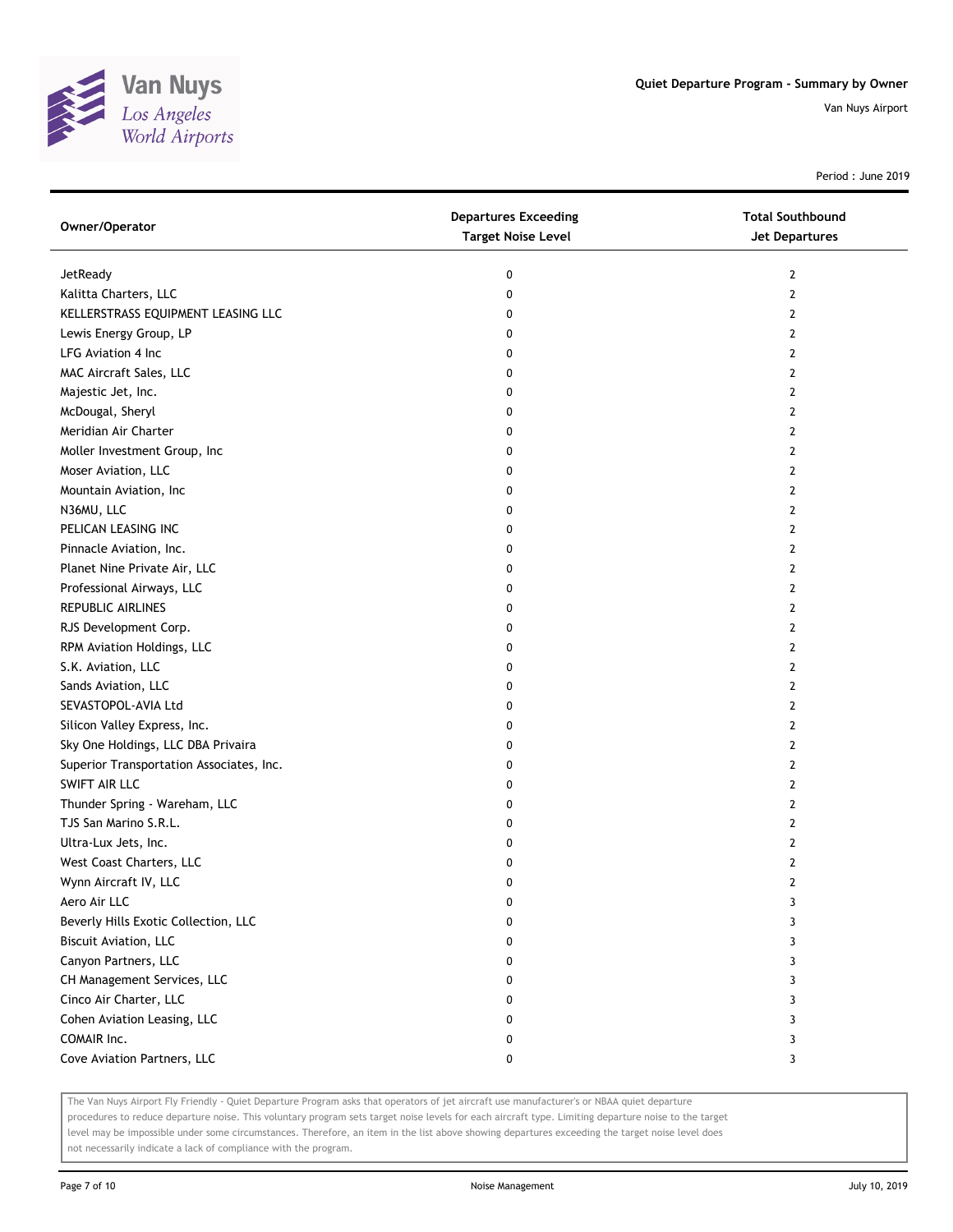Quiet Departure Program - Summary by Owner

Van Nuys Airport

Period : June 2019

| Owner/Operator | Departures Exceeding Target Noise Level | Total Southbound Jet Departures |
|---|---|---|
| JetReady | 0 | 2 |
| Kalitta Charters, LLC | 0 | 2 |
| KELLERSTRASS EQUIPMENT LEASING LLC | 0 | 2 |
| Lewis Energy Group, LP | 0 | 2 |
| LFG Aviation 4 Inc | 0 | 2 |
| MAC Aircraft Sales, LLC | 0 | 2 |
| Majestic Jet, Inc. | 0 | 2 |
| McDougal, Sheryl | 0 | 2 |
| Meridian Air Charter | 0 | 2 |
| Moller Investment Group, Inc | 0 | 2 |
| Moser Aviation, LLC | 0 | 2 |
| Mountain Aviation, Inc | 0 | 2 |
| N36MU, LLC | 0 | 2 |
| PELICAN LEASING INC | 0 | 2 |
| Pinnacle Aviation, Inc. | 0 | 2 |
| Planet Nine Private Air, LLC | 0 | 2 |
| Professional Airways, LLC | 0 | 2 |
| REPUBLIC AIRLINES | 0 | 2 |
| RJS Development Corp. | 0 | 2 |
| RPM Aviation Holdings, LLC | 0 | 2 |
| S.K. Aviation, LLC | 0 | 2 |
| Sands Aviation, LLC | 0 | 2 |
| SEVASTOPOL-AVIA Ltd | 0 | 2 |
| Silicon Valley Express, Inc. | 0 | 2 |
| Sky One Holdings, LLC DBA Privaira | 0 | 2 |
| Superior Transportation Associates, Inc. | 0 | 2 |
| SWIFT AIR LLC | 0 | 2 |
| Thunder Spring - Wareham, LLC | 0 | 2 |
| TJS San Marino S.R.L. | 0 | 2 |
| Ultra-Lux Jets, Inc. | 0 | 2 |
| West Coast Charters, LLC | 0 | 2 |
| Wynn Aircraft IV, LLC | 0 | 2 |
| Aero Air LLC | 0 | 3 |
| Beverly Hills Exotic Collection, LLC | 0 | 3 |
| Biscuit Aviation, LLC | 0 | 3 |
| Canyon Partners, LLC | 0 | 3 |
| CH Management Services, LLC | 0 | 3 |
| Cinco Air Charter, LLC | 0 | 3 |
| Cohen Aviation Leasing, LLC | 0 | 3 |
| COMAIR Inc. | 0 | 3 |
| Cove Aviation Partners, LLC | 0 | 3 |

The Van Nuys Airport Fly Friendly - Quiet Departure Program asks that operators of jet aircraft use manufacturer's or NBAA quiet departure procedures to reduce departure noise. This voluntary program sets target noise levels for each aircraft type. Limiting departure noise to the target level may be impossible under some circumstances. Therefore, an item in the list above showing departures exceeding the target noise level does not necessarily indicate a lack of compliance with the program.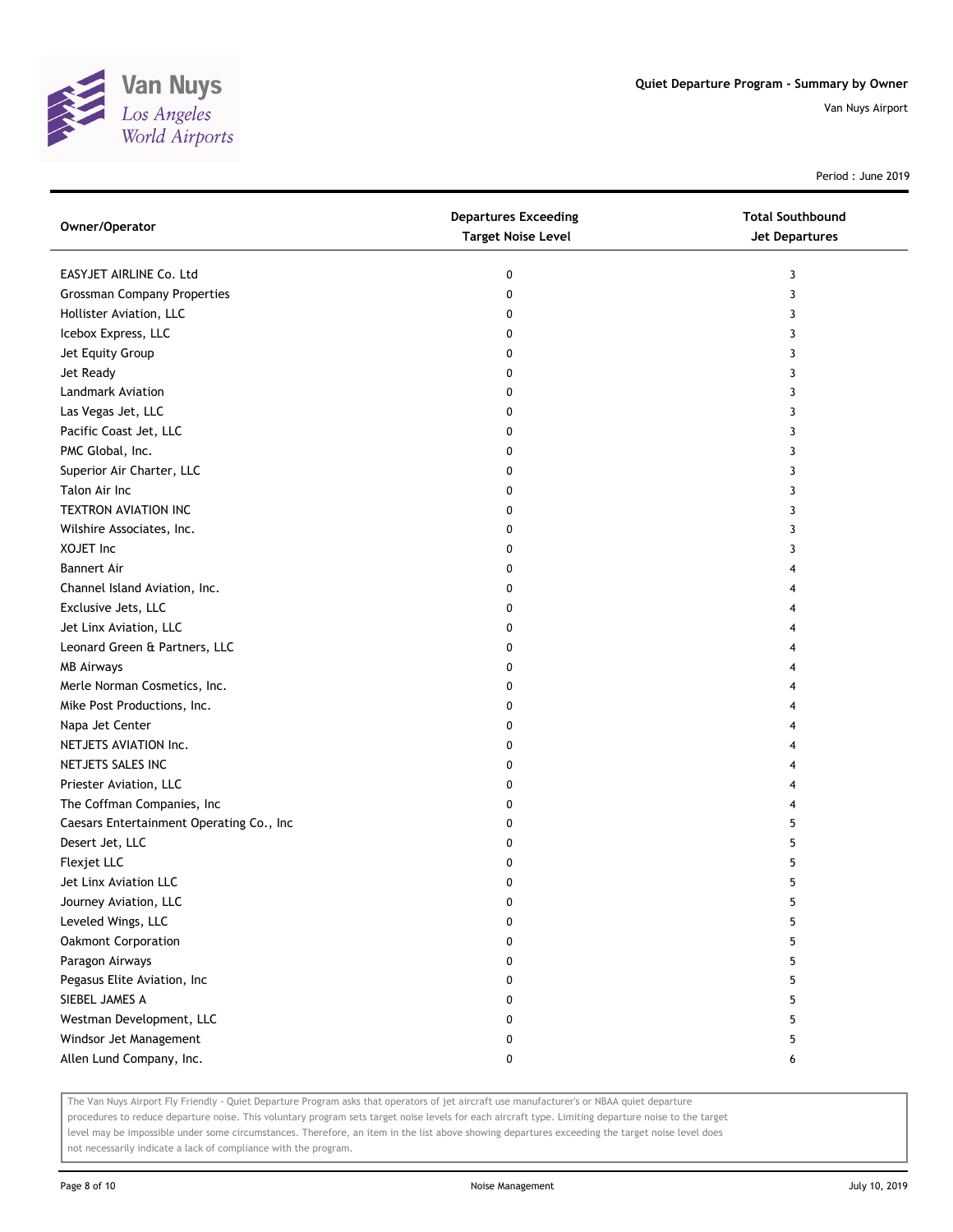# Quiet Departure Program - Summary by Owner

Van Nuys Airport

Period : June 2019

| Owner/Operator | Departures Exceeding Target Noise Level | Total Southbound Jet Departures |
| --- | --- | --- |
| EASYJET AIRLINE Co. Ltd | 0 | 3 |
| Grossman Company Properties | 0 | 3 |
| Hollister Aviation, LLC | 0 | 3 |
| Icebox Express, LLC | 0 | 3 |
| Jet Equity Group | 0 | 3 |
| Jet Ready | 0 | 3 |
| Landmark Aviation | 0 | 3 |
| Las Vegas Jet, LLC | 0 | 3 |
| Pacific Coast Jet, LLC | 0 | 3 |
| PMC Global, Inc. | 0 | 3 |
| Superior Air Charter, LLC | 0 | 3 |
| Talon Air Inc | 0 | 3 |
| TEXTRON AVIATION INC | 0 | 3 |
| Wilshire Associates, Inc. | 0 | 3 |
| XOJET Inc | 0 | 3 |
| Bannert Air | 0 | 4 |
| Channel Island Aviation, Inc. | 0 | 4 |
| Exclusive Jets, LLC | 0 | 4 |
| Jet Linx Aviation, LLC | 0 | 4 |
| Leonard Green & Partners, LLC | 0 | 4 |
| MB Airways | 0 | 4 |
| Merle Norman Cosmetics, Inc. | 0 | 4 |
| Mike Post Productions, Inc. | 0 | 4 |
| Napa Jet Center | 0 | 4 |
| NETJETS AVIATION Inc. | 0 | 4 |
| NETJETS SALES INC | 0 | 4 |
| Priester Aviation, LLC | 0 | 4 |
| The Coffman Companies, Inc | 0 | 4 |
| Caesars Entertainment Operating Co., Inc | 0 | 5 |
| Desert Jet, LLC | 0 | 5 |
| Flexjet LLC | 0 | 5 |
| Jet Linx Aviation LLC | 0 | 5 |
| Journey Aviation, LLC | 0 | 5 |
| Leveled Wings, LLC | 0 | 5 |
| Oakmont Corporation | 0 | 5 |
| Paragon Airways | 0 | 5 |
| Pegasus Elite Aviation, Inc | 0 | 5 |
| SIEBEL JAMES A | 0 | 5 |
| Westman Development, LLC | 0 | 5 |
| Windsor Jet Management | 0 | 5 |
| Allen Lund Company, Inc. | 0 | 6 |

The Van Nuys Airport Fly Friendly - Quiet Departure Program asks that operators of jet aircraft use manufacturer's or NBAA quiet departure procedures to reduce departure noise. This voluntary program sets target noise levels for each aircraft type. Limiting departure noise to the target level may be impossible under some circumstances. Therefore, an item in the list above showing departures exceeding the target noise level does not necessarily indicate a lack of compliance with the program.

Noise Management

July 10, 2019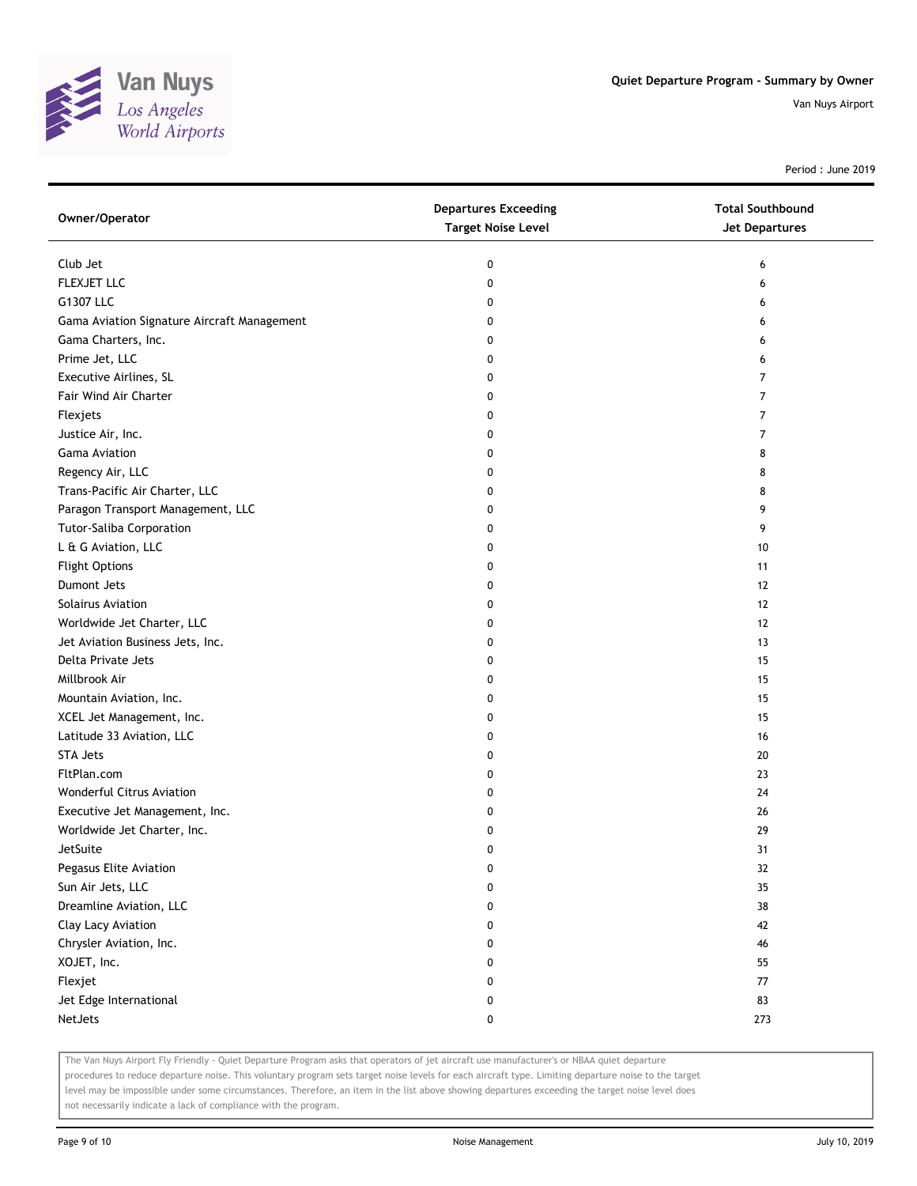## Quiet Departure Program - Summary by Owner

Van Nuys Airport

Period : June 2019

| Owner/Operator | Departures Exceeding Target Noise Level | Total Southbound Jet Departures |
| --- | --- | --- |
| Club Jet | 0 | 6 |
| FLEXJET LLC | 0 | 6 |
| G1307 LLC | 0 | 6 |
| Gama Aviation Signature Aircraft Management | 0 | 6 |
| Gama Charters, Inc. | 0 | 6 |
| Prime Jet, LLC | 0 | 6 |
| Executive Airlines, SL | 0 | 7 |
| Fair Wind Air Charter | 0 | 7 |
| Flexjets | 0 | 7 |
| Justice Air, Inc. | 0 | 7 |
| Gama Aviation | 0 | 8 |
| Regency Air, LLC | 0 | 8 |
| Trans-Pacific Air Charter, LLC | 0 | 8 |
| Paragon Transport Management, LLC | 0 | 9 |
| Tutor-Saliba Corporation | 0 | 9 |
| L & G Aviation, LLC | 0 | 10 |
| Flight Options | 0 | 11 |
| Dumont Jets | 0 | 12 |
| Solairus Aviation | 0 | 12 |
| Worldwide Jet Charter, LLC | 0 | 12 |
| Jet Aviation Business Jets, Inc. | 0 | 13 |
| Delta Private Jets | 0 | 15 |
| Millbrook Air | 0 | 15 |
| Mountain Aviation, Inc. | 0 | 15 |
| XCEL Jet Management, Inc. | 0 | 15 |
| Latitude 33 Aviation, LLC | 0 | 16 |
| STA Jets | 0 | 20 |
| FltPlan.com | 0 | 23 |
| Wonderful Citrus Aviation | 0 | 24 |
| Executive Jet Management, Inc. | 0 | 26 |
| Worldwide Jet Charter, Inc. | 0 | 29 |
| JetSuite | 0 | 31 |
| Pegasus Elite Aviation | 0 | 32 |
| Sun Air Jets, LLC | 0 | 35 |
| Dreamline Aviation, LLC | 0 | 38 |
| Clay Lacy Aviation | 0 | 42 |
| Chrysler Aviation, Inc. | 0 | 46 |
| XOJET, Inc. | 0 | 55 |
| Flexjet | 0 | 77 |
| Jet Edge International | 0 | 83 |
| NetJets | 0 | 273 |

The Van Nuys Airport Fly Friendly - Quiet Departure Program asks that operators of jet aircraft use manufacturer's or NBAA quiet departure procedures to reduce departure noise. This voluntary program sets target noise levels for each aircraft type. Limiting departure noise to the target level may be impossible under some circumstances. Therefore, an item in the list above showing departures exceeding the target noise level does not necessarily indicate a lack of compliance with the program.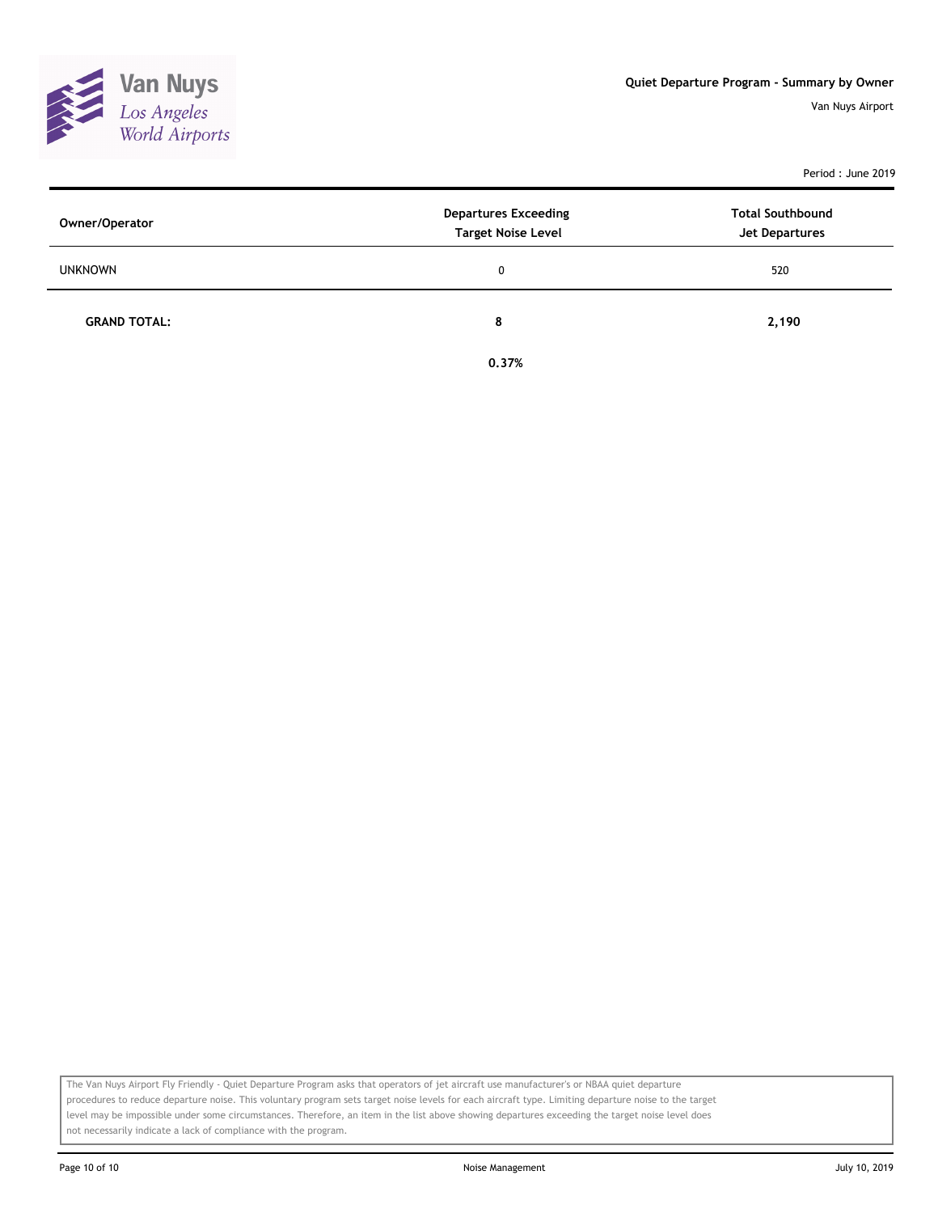Quiet Departure Program - Summary by Owner

Van Nuys Airport

Period : June 2019

| Owner/Operator | Departures Exceeding Target Noise Level | Total Southbound Jet Departures |
|---|---|---|
| UNKNOWN | 0 | 520 |
| **GRAND TOTAL:** | **8** | **2,190** |
| | **0.37%** | |

The Van Nuys Airport Fly Friendly - Quiet Departure Program asks that operators of jet aircraft use manufacturer's or NBAA quiet departure procedures to reduce departure noise. This voluntary program sets target noise levels for each aircraft type. Limiting departure noise to the target level may be impossible under some circumstances. Therefore, an item in the list above showing departures exceeding the target noise level does not necessarily indicate a lack of compliance with the program.